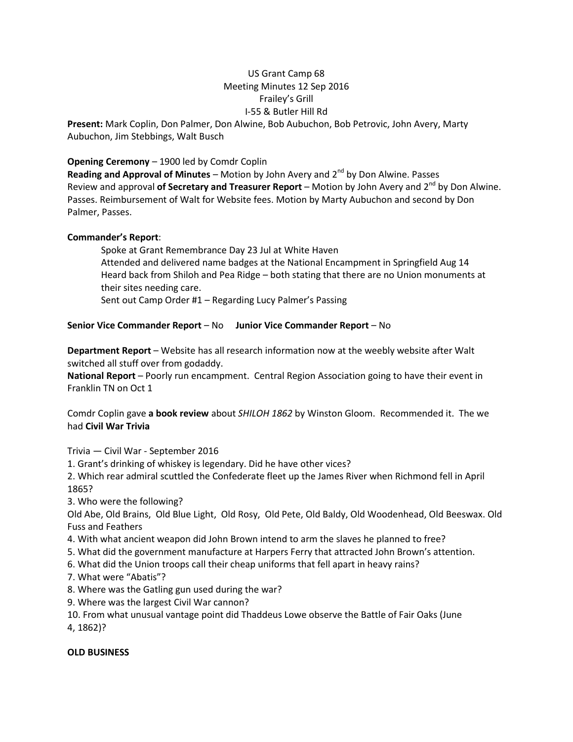US Grant Camp 68
Meeting Minutes 12 Sep 2016
Frailey's Grill
I-55 & Butler Hill Rd

**Present:** Mark Coplin, Don Palmer, Don Alwine, Bob Aubuchon, Bob Petrovic, John Avery, Marty Aubuchon, Jim Stebbings, Walt Busch

**Opening Ceremony** – 1900 led by Comdr Coplin

**Reading and Approval of Minutes** – Motion by John Avery and 2nd by Don Alwine. Passes

Review and approval **of Secretary and Treasurer Report** – Motion by John Avery and 2nd by Don Alwine. Passes. Reimbursement of Walt for Website fees. Motion by Marty Aubuchon and second by Don Palmer, Passes.

**Commander's Report**:

Spoke at Grant Remembrance Day 23 Jul at White Haven

Attended and delivered name badges at the National Encampment in Springfield Aug 14

Heard back from Shiloh and Pea Ridge – both stating that there are no Union monuments at their sites needing care.

Sent out Camp Order #1 – Regarding Lucy Palmer's Passing

**Senior Vice Commander Report** – No **Junior Vice Commander Report** – No

**Department Report** – Website has all research information now at the weebly website after Walt switched all stuff over from godaddy.

**National Report** – Poorly run encampment. Central Region Association going to have their event in Franklin TN on Oct 1

Comdr Coplin gave **a book review** about *SHILOH 1862* by Winston Gloom. Recommended it. The we had **Civil War Trivia**

Trivia — Civil War - September 2016

1. Grant's drinking of whiskey is legendary. Did he have other vices?
2. Which rear admiral scuttled the Confederate fleet up the James River when Richmond fell in April 1865?
3. Who were the following?
   Old Abe, Old Brains, Old Blue Light, Old Rosy, Old Pete, Old Baldy, Old Woodenhead, Old Beeswax. Old Fuss and Feathers
4. With what ancient weapon did John Brown intend to arm the slaves he planned to free?
5. What did the government manufacture at Harpers Ferry that attracted John Brown's attention.
6. What did the Union troops call their cheap uniforms that fell apart in heavy rains?
7. What were "Abatis"?
8. Where was the Gatling gun used during the war?
9. Where was the largest Civil War cannon?
10. From what unusual vantage point did Thaddeus Lowe observe the Battle of Fair Oaks (June 4, 1862)?

**OLD BUSINESS**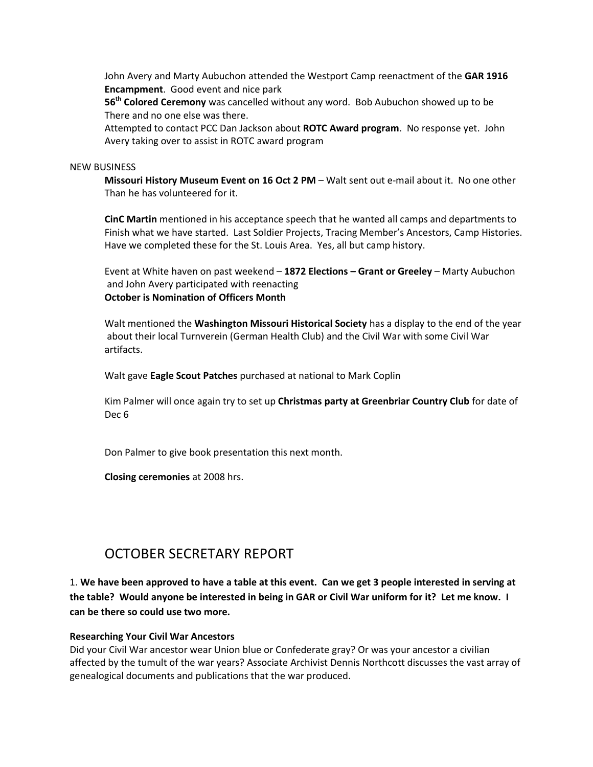John Avery and Marty Aubuchon attended the Westport Camp reenactment of the **GAR 1916 Encampment**. Good event and nice park

**56th Colored Ceremony** was cancelled without any word. Bob Aubuchon showed up to be There and no one else was there.

Attempted to contact PCC Dan Jackson about **ROTC Award program**. No response yet. John Avery taking over to assist in ROTC award program

NEW BUSINESS

**Missouri History Museum Event on 16 Oct 2 PM** – Walt sent out e-mail about it. No one other Than he has volunteered for it.

**CinC Martin** mentioned in his acceptance speech that he wanted all camps and departments to Finish what we have started. Last Soldier Projects, Tracing Member's Ancestors, Camp Histories. Have we completed these for the St. Louis Area. Yes, all but camp history.

Event at White haven on past weekend – **1872 Elections – Grant or Greeley** – Marty Aubuchon and John Avery participated with reenacting

**October is Nomination of Officers Month**

Walt mentioned the **Washington Missouri Historical Society** has a display to the end of the year about their local Turnverein (German Health Club) and the Civil War with some Civil War artifacts.

Walt gave **Eagle Scout Patches** purchased at national to Mark Coplin

Kim Palmer will once again try to set up **Christmas party at Greenbriar Country Club** for date of Dec 6

Don Palmer to give book presentation this next month.

**Closing ceremonies** at 2008 hrs.

## OCTOBER SECRETARY REPORT

1. **We have been approved to have a table at this event. Can we get 3 people interested in serving at the table? Would anyone be interested in being in GAR or Civil War uniform for it? Let me know. I can be there so could use two more.**

**Researching Your Civil War Ancestors**

Did your Civil War ancestor wear Union blue or Confederate gray? Or was your ancestor a civilian affected by the tumult of the war years? Associate Archivist Dennis Northcott discusses the vast array of genealogical documents and publications that the war produced.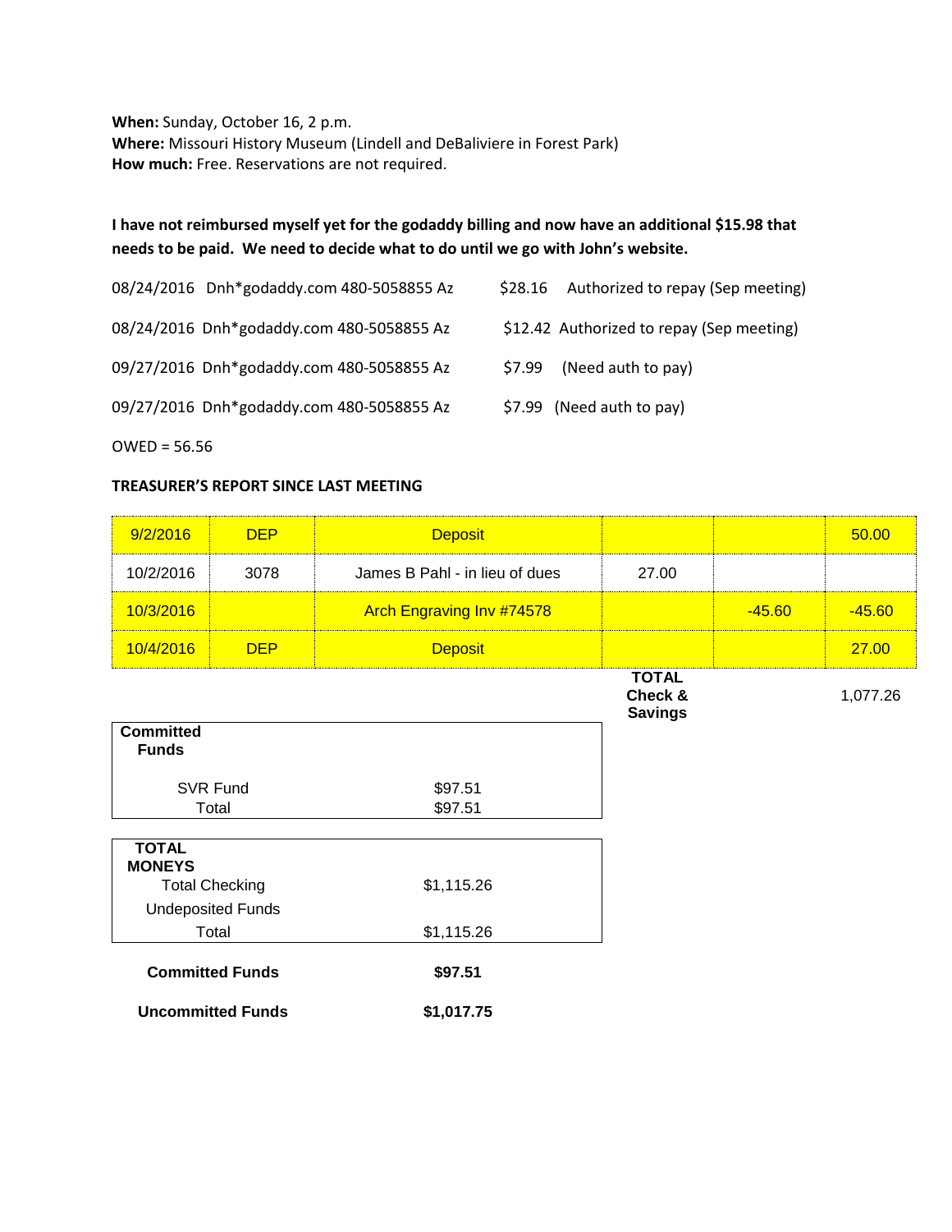**When:** Sunday, October 16, 2 p.m.
**Where:** Missouri History Museum (Lindell and DeBaliviere in Forest Park)
**How much:** Free. Reservations are not required.

**I have not reimbursed myself yet for the godaddy billing and now have an additional $15.98 that needs to be paid. We need to decide what to do until we go with John's website.**

| | | | |
|---|---|---|---|
| 08/24/2016 | Dnh*godaddy.com 480-5058855 Az | $28.16 | Authorized to repay (Sep meeting) |
| 08/24/2016 | Dnh*godaddy.com 480-5058855 Az | $12.42 | Authorized to repay (Sep meeting) |
| 09/27/2016 | Dnh*godaddy.com 480-5058855 Az | $7.99 | (Need auth to pay) |
| 09/27/2016 | Dnh*godaddy.com 480-5058855 Az | $7.99 | (Need auth to pay) |

OWED = 56.56

**TREASURER'S REPORT SINCE LAST MEETING**

| | | | | | |
|---|---|---|---|---|---|
| 9/2/2016 | DEP | Deposit | | | 50.00 |
| 10/2/2016 | 3078 | James B Pahl - in lieu of dues | 27.00 | | |
| 10/3/2016 | | Arch Engraving Inv #74578 | | -45.60 | -45.60 |
| 10/4/2016 | DEP | Deposit | | | 27.00 |
| | | | **TOTAL Check & Savings** | | 1,077.26 |

| **Committed Funds** | |
|---|---|
| SVR Fund | $97.51 |
| Total | $97.51 |

| **TOTAL MONEYS** | |
|---|---|
| Total Checking | $1,115.26 |
| Undeposited Funds | |
| Total | $1,115.26 |

| | |
|---|---|
| **Committed Funds** | **$97.51** |
| **Uncommitted Funds** | **$1,017.75** |